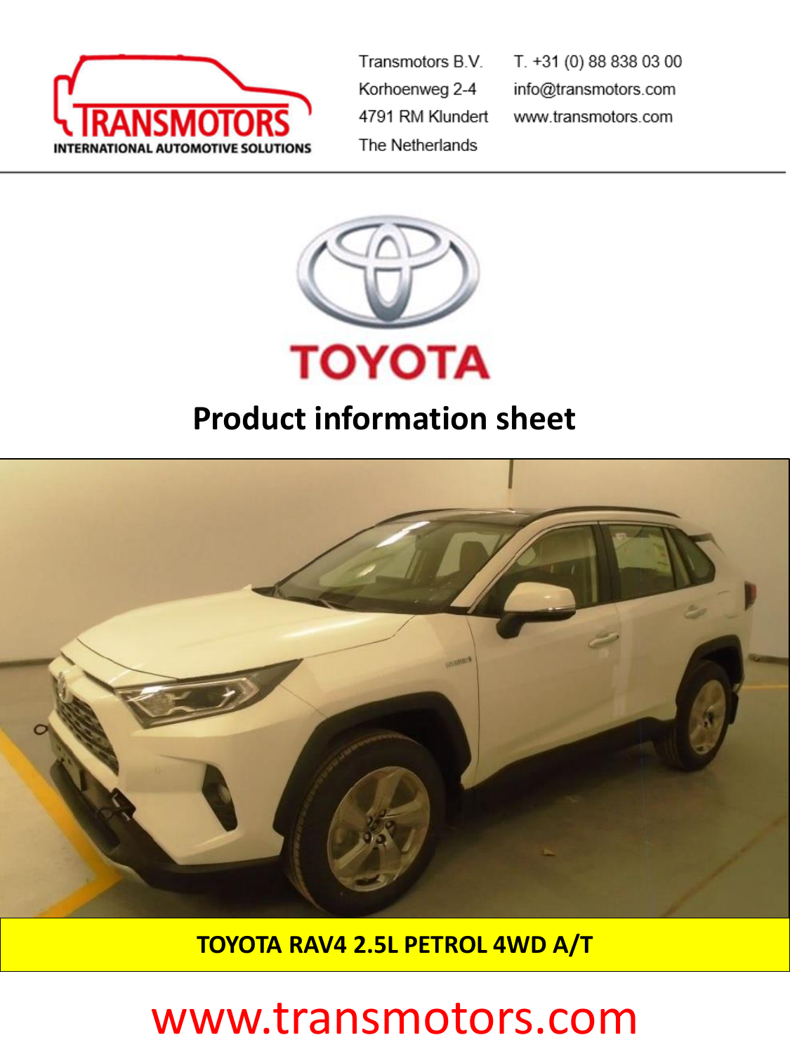Transmotors B.V.
Korhoenweg 2-4
4791 RM Klundert
The Netherlands

T. +31 (0) 88 838 03 00
info@transmotors.com
www.transmotors.com

# Product information sheet

**TOYOTA RAV4 2.5L PETROL 4WD A/T**

www.transmotors.com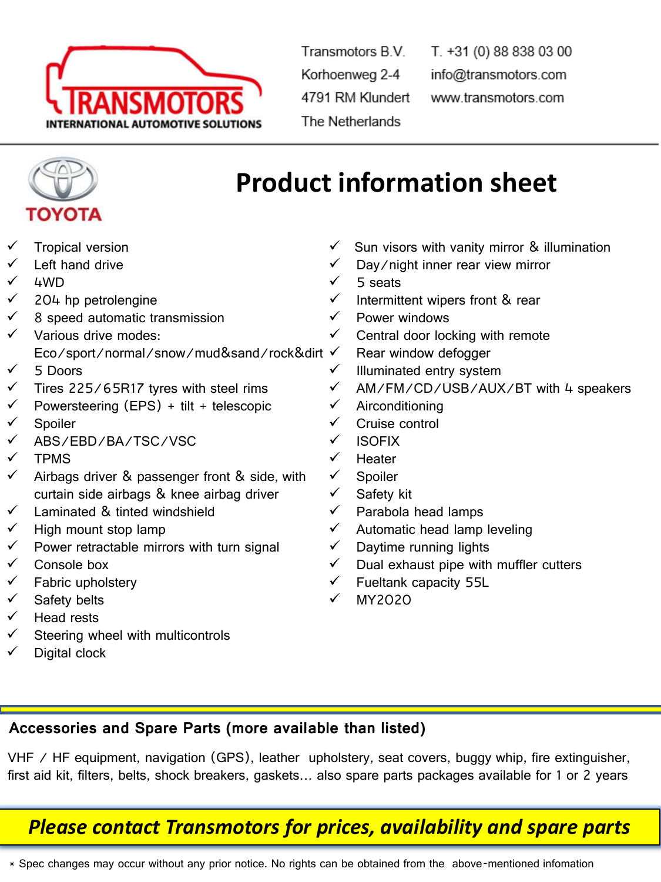TRANSMOTORS
INTERNATIONAL AUTOMOTIVE SOLUTIONS

Transmotors B.V.
Korhoenweg 2-4
4791 RM Klundert
The Netherlands

T. +31 (0) 88 838 03 00
info@transmotors.com
www.transmotors.com

TOYOTA

# Product information sheet

- ✓ Tropical version
- ✓ Left hand drive
- ✓ 4WD
- ✓ 204 hp petrolengine
- ✓ 8 speed automatic transmission
- ✓ Various drive modes: Eco/sport/normal/snow/mud&sand/rock&dirt
- ✓ 5 Doors
- ✓ Tires 225/65R17 tyres with steel rims
- ✓ Powersteering (EPS) + tilt + telescopic
- ✓ Spoiler
- ✓ ABS/EBD/BA/TSC/VSC
- ✓ TPMS
- ✓ Airbags driver & passenger front & side, with curtain side airbags & knee airbag driver
- ✓ Laminated & tinted windshield
- ✓ High mount stop lamp
- ✓ Power retractable mirrors with turn signal
- ✓ Console box
- ✓ Fabric upholstery
- ✓ Safety belts
- ✓ Head rests
- ✓ Steering wheel with multicontrols
- ✓ Digital clock
- ✓ Sun visors with vanity mirror & illumination
- ✓ Day/night inner rear view mirror
- ✓ 5 seats
- ✓ Intermittent wipers front & rear
- ✓ Power windows
- ✓ Central door locking with remote
- ✓ Rear window defogger
- ✓ Illuminated entry system
- ✓ AM/FM/CD/USB/AUX/BT with 4 speakers
- ✓ Airconditioning
- ✓ Cruise control
- ✓ ISOFIX
- ✓ Heater
- ✓ Spoiler
- ✓ Safety kit
- ✓ Parabola head lamps
- ✓ Automatic head lamp leveling
- ✓ Daytime running lights
- ✓ Dual exhaust pipe with muffler cutters
- ✓ Fueltank capacity 55L
- ✓ MY2020

## Accessories and Spare Parts (more available than listed)

VHF / HF equipment, navigation (GPS), leather upholstery, seat covers, buggy whip, fire extinguisher, first aid kit, filters, belts, shock breakers, gaskets... also spare parts packages available for 1 or 2 years

***Please contact Transmotors for prices, availability and spare parts***

* Spec changes may occur without any prior notice. No rights can be obtained from the above-mentioned infomation